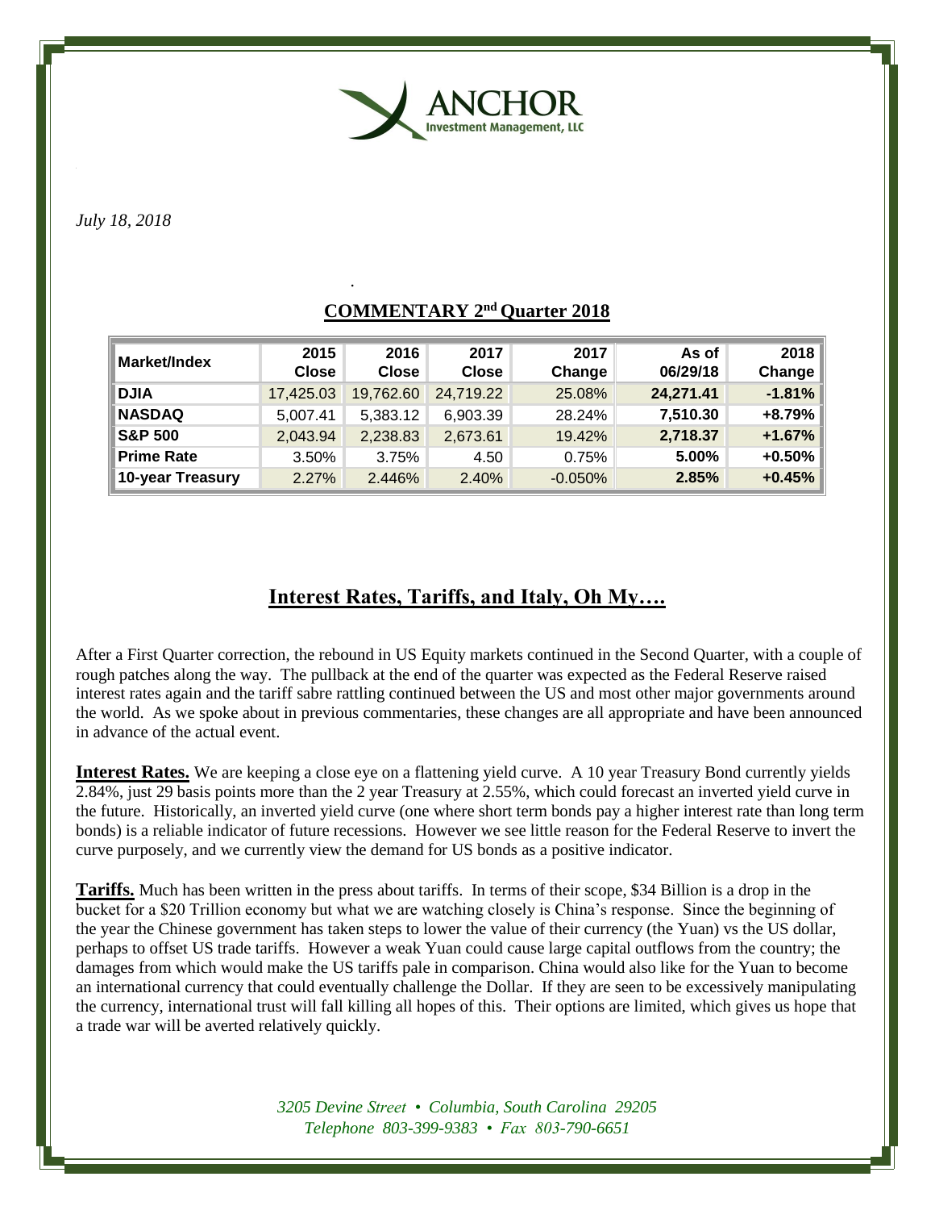**ANCHOR**
Investment Management, LLC

*July 18, 2018*

## COMMENTARY 2nd Quarter 2018

| Market/Index | 2015 Close | 2016 Close | 2017 Close | 2017 Change | As of 06/29/18 | 2018 Change |
|---|---|---|---|---|---|---|
| **DJIA** | 17,425.03 | 19,762.60 | 24,719.22 | 25.08% | **24,271.41** | **-1.81%** |
| **NASDAQ** | 5,007.41 | 5,383.12 | 6,903.39 | 28.24% | **7,510.30** | **+8.79%** |
| **S&P 500** | 2,043.94 | 2,238.83 | 2,673.61 | 19.42% | **2,718.37** | **+1.67%** |
| **Prime Rate** | 3.50% | 3.75% | 4.50 | 0.75% | **5.00%** | **+0.50%** |
| **10-year Treasury** | 2.27% | 2.446% | 2.40% | -0.050% | **2.85%** | **+0.45%** |

## Interest Rates, Tariffs, and Italy, Oh My….

After a First Quarter correction, the rebound in US Equity markets continued in the Second Quarter, with a couple of rough patches along the way. The pullback at the end of the quarter was expected as the Federal Reserve raised interest rates again and the tariff sabre rattling continued between the US and most other major governments around the world. As we spoke about in previous commentaries, these changes are all appropriate and have been announced in advance of the actual event.

**Interest Rates.** We are keeping a close eye on a flattening yield curve. A 10 year Treasury Bond currently yields 2.84%, just 29 basis points more than the 2 year Treasury at 2.55%, which could forecast an inverted yield curve in the future. Historically, an inverted yield curve (one where short term bonds pay a higher interest rate than long term bonds) is a reliable indicator of future recessions. However we see little reason for the Federal Reserve to invert the curve purposely, and we currently view the demand for US bonds as a positive indicator.

**Tariffs.** Much has been written in the press about tariffs. In terms of their scope, $34 Billion is a drop in the bucket for a $20 Trillion economy but what we are watching closely is China's response. Since the beginning of the year the Chinese government has taken steps to lower the value of their currency (the Yuan) vs the US dollar, perhaps to offset US trade tariffs. However a weak Yuan could cause large capital outflows from the country; the damages from which would make the US tariffs pale in comparison. China would also like for the Yuan to become an international currency that could eventually challenge the Dollar. If they are seen to be excessively manipulating the currency, international trust will fall killing all hopes of this. Their options are limited, which gives us hope that a trade war will be averted relatively quickly.

*3205 Devine Street • Columbia, South Carolina 29205*
*Telephone 803-399-9383 • Fax 803-790-6651*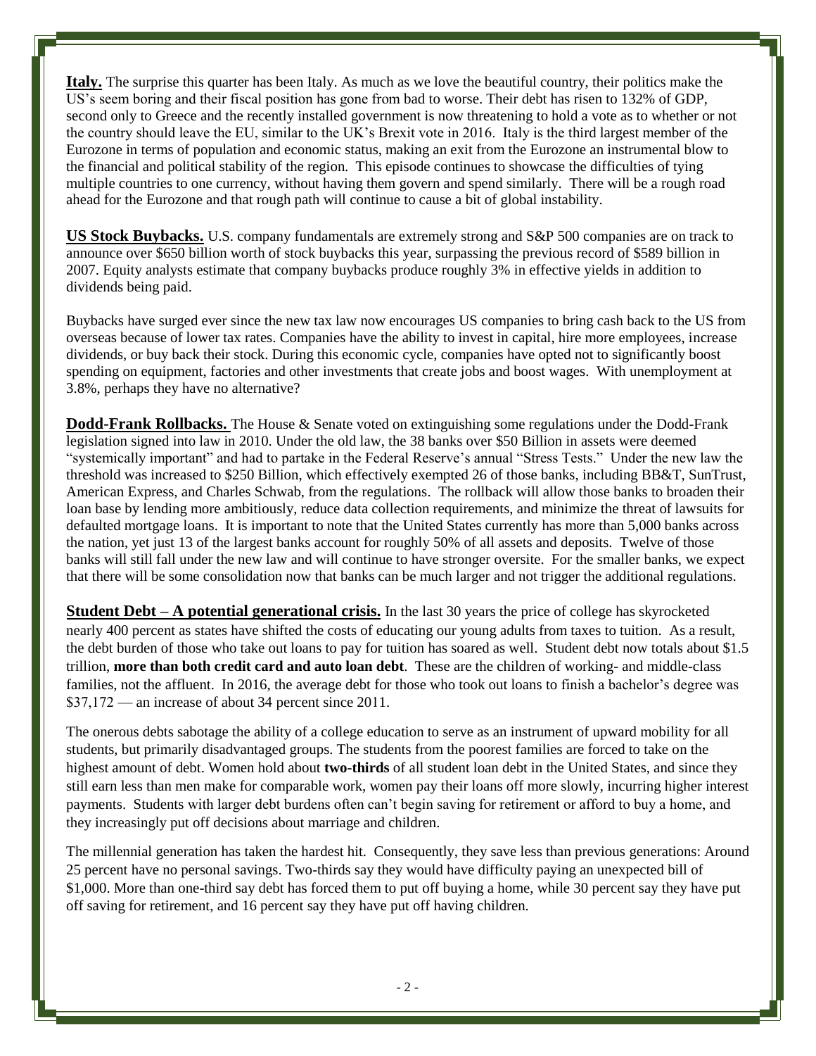**Italy.** The surprise this quarter has been Italy. As much as we love the beautiful country, their politics make the US's seem boring and their fiscal position has gone from bad to worse. Their debt has risen to 132% of GDP, second only to Greece and the recently installed government is now threatening to hold a vote as to whether or not the country should leave the EU, similar to the UK's Brexit vote in 2016. Italy is the third largest member of the Eurozone in terms of population and economic status, making an exit from the Eurozone an instrumental blow to the financial and political stability of the region. This episode continues to showcase the difficulties of tying multiple countries to one currency, without having them govern and spend similarly. There will be a rough road ahead for the Eurozone and that rough path will continue to cause a bit of global instability.

**US Stock Buybacks.** U.S. company fundamentals are extremely strong and S&P 500 companies are on track to announce over $650 billion worth of stock buybacks this year, surpassing the previous record of $589 billion in 2007. Equity analysts estimate that company buybacks produce roughly 3% in effective yields in addition to dividends being paid.

Buybacks have surged ever since the new tax law now encourages US companies to bring cash back to the US from overseas because of lower tax rates. Companies have the ability to invest in capital, hire more employees, increase dividends, or buy back their stock. During this economic cycle, companies have opted not to significantly boost spending on equipment, factories and other investments that create jobs and boost wages. With unemployment at 3.8%, perhaps they have no alternative?

**Dodd-Frank Rollbacks.** The House & Senate voted on extinguishing some regulations under the Dodd-Frank legislation signed into law in 2010. Under the old law, the 38 banks over $50 Billion in assets were deemed "systemically important" and had to partake in the Federal Reserve's annual "Stress Tests." Under the new law the threshold was increased to $250 Billion, which effectively exempted 26 of those banks, including BB&T, SunTrust, American Express, and Charles Schwab, from the regulations. The rollback will allow those banks to broaden their loan base by lending more ambitiously, reduce data collection requirements, and minimize the threat of lawsuits for defaulted mortgage loans. It is important to note that the United States currently has more than 5,000 banks across the nation, yet just 13 of the largest banks account for roughly 50% of all assets and deposits. Twelve of those banks will still fall under the new law and will continue to have stronger oversite. For the smaller banks, we expect that there will be some consolidation now that banks can be much larger and not trigger the additional regulations.

**Student Debt – A potential generational crisis.** In the last 30 years the price of college has skyrocketed nearly 400 percent as states have shifted the costs of educating our young adults from taxes to tuition. As a result, the debt burden of those who take out loans to pay for tuition has soared as well. Student debt now totals about $1.5 trillion, **more than both credit card and auto loan debt**. These are the children of working- and middle-class families, not the affluent. In 2016, the average debt for those who took out loans to finish a bachelor's degree was $37,172 — an increase of about 34 percent since 2011.

The onerous debts sabotage the ability of a college education to serve as an instrument of upward mobility for all students, but primarily disadvantaged groups. The students from the poorest families are forced to take on the highest amount of debt. Women hold about **two-thirds** of all student loan debt in the United States, and since they still earn less than men make for comparable work, women pay their loans off more slowly, incurring higher interest payments. Students with larger debt burdens often can't begin saving for retirement or afford to buy a home, and they increasingly put off decisions about marriage and children.

The millennial generation has taken the hardest hit. Consequently, they save less than previous generations: Around 25 percent have no personal savings. Two-thirds say they would have difficulty paying an unexpected bill of $1,000. More than one-third say debt has forced them to put off buying a home, while 30 percent say they have put off saving for retirement, and 16 percent say they have put off having children.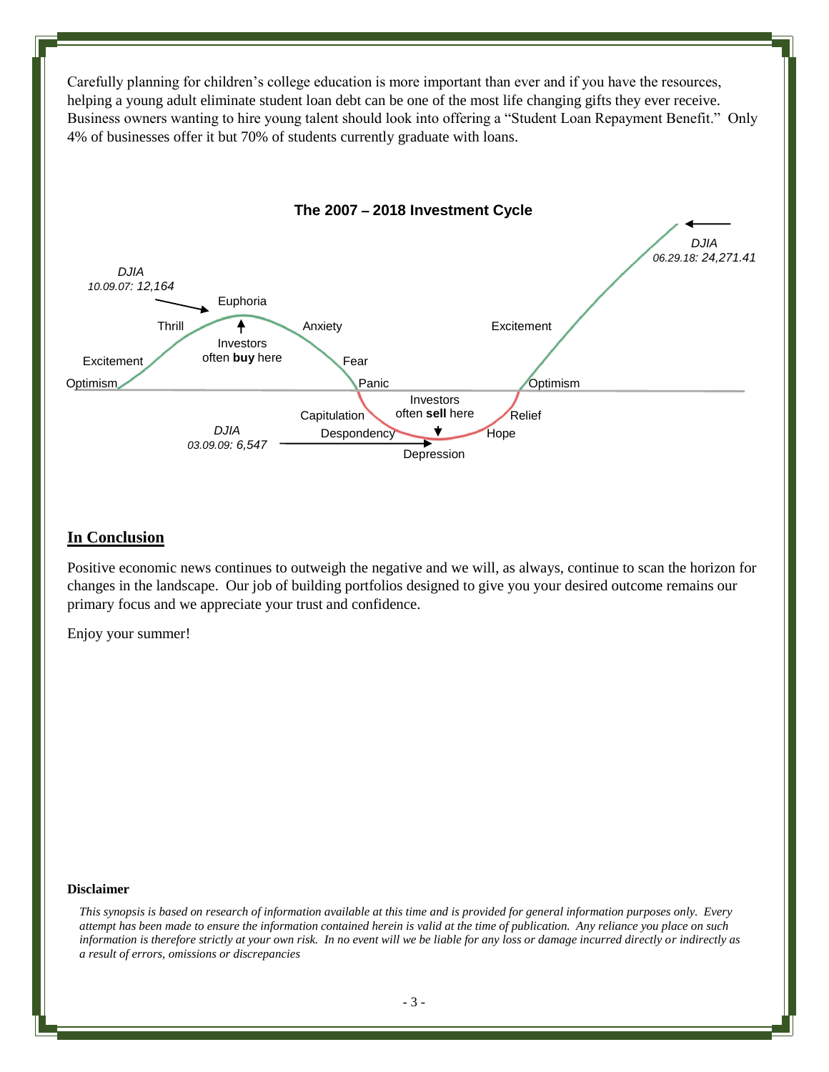Carefully planning for children's college education is more important than ever and if you have the resources, helping a young adult eliminate student loan debt can be one of the most life changing gifts they ever receive. Business owners wanting to hire young talent should look into offering a "Student Loan Repayment Benefit." Only 4% of businesses offer it but 70% of students currently graduate with loans.

**The 2007 – 2018 Investment Cycle**

*DJIA*
*10.09.07: 12,164*

Optimism
Excitement
Thrill
Euphoria
Investors often **buy** here
Anxiety
Fear
Panic
Capitulation
Despondency
Depression
Investors often **sell** here
Hope
Relief
Optimism
Excitement

*DJIA*
*03.09.09: 6,547*

*DJIA*
*06.29.18: 24,271.41*

## In Conclusion

Positive economic news continues to outweigh the negative and we will, as always, continue to scan the horizon for changes in the landscape. Our job of building portfolios designed to give you your desired outcome remains our primary focus and we appreciate your trust and confidence.

Enjoy your summer!

**Disclaimer**

*This synopsis is based on research of information available at this time and is provided for general information purposes only. Every attempt has been made to ensure the information contained herein is valid at the time of publication. Any reliance you place on such information is therefore strictly at your own risk. In no event will we be liable for any loss or damage incurred directly or indirectly as a result of errors, omissions or discrepancies*